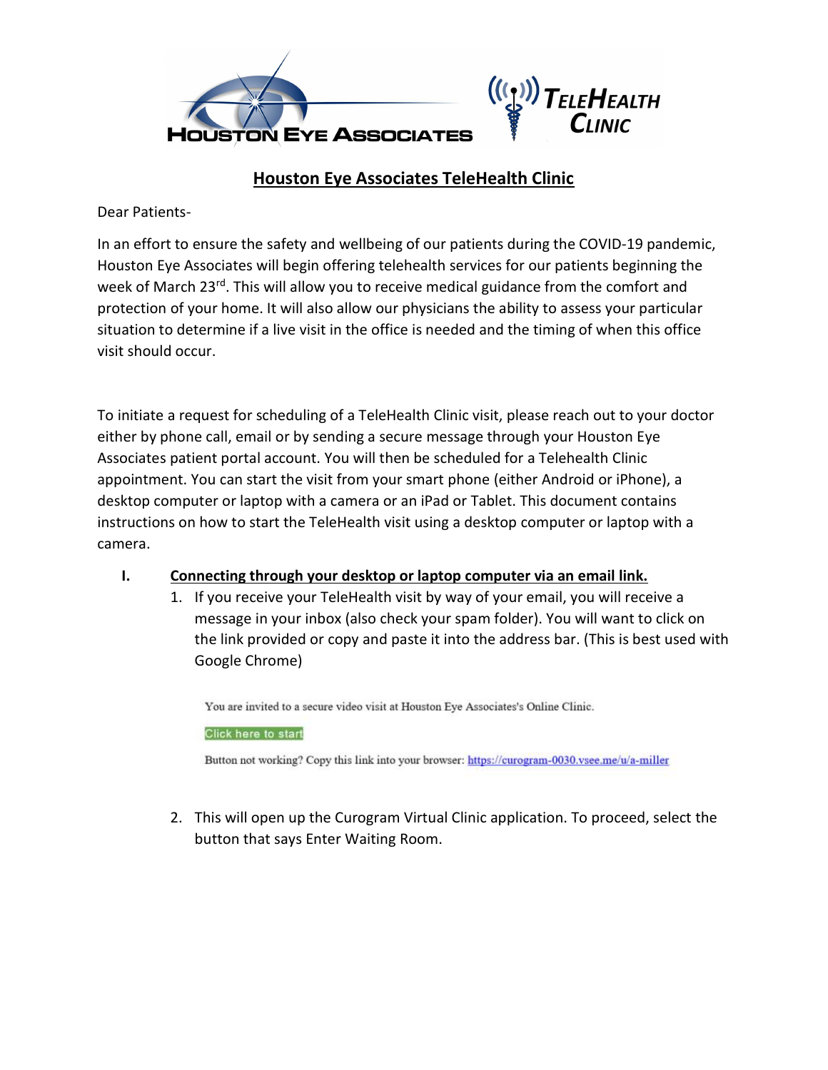# Houston Eye Associates TeleHealth Clinic

Dear Patients-

In an effort to ensure the safety and wellbeing of our patients during the COVID-19 pandemic, Houston Eye Associates will begin offering telehealth services for our patients beginning the week of March 23rd. This will allow you to receive medical guidance from the comfort and protection of your home. It will also allow our physicians the ability to assess your particular situation to determine if a live visit in the office is needed and the timing of when this office visit should occur.

To initiate a request for scheduling of a TeleHealth Clinic visit, please reach out to your doctor either by phone call, email or by sending a secure message through your Houston Eye Associates patient portal account. You will then be scheduled for a Telehealth Clinic appointment. You can start the visit from your smart phone (either Android or iPhone), a desktop computer or laptop with a camera or an iPad or Tablet. This document contains instructions on how to start the TeleHealth visit using a desktop computer or laptop with a camera.

## I. Connecting through your desktop or laptop computer via an email link.

1. If you receive your TeleHealth visit by way of your email, you will receive a message in your inbox (also check your spam folder). You will want to click on the link provided or copy and paste it into the address bar. (This is best used with Google Chrome)

   You are invited to a secure video visit at Houston Eye Associates's Online Clinic.

   Click here to start

   Button not working? Copy this link into your browser: https://curogram-0030.vsee.me/u/a-miller

2. This will open up the Curogram Virtual Clinic application. To proceed, select the button that says Enter Waiting Room.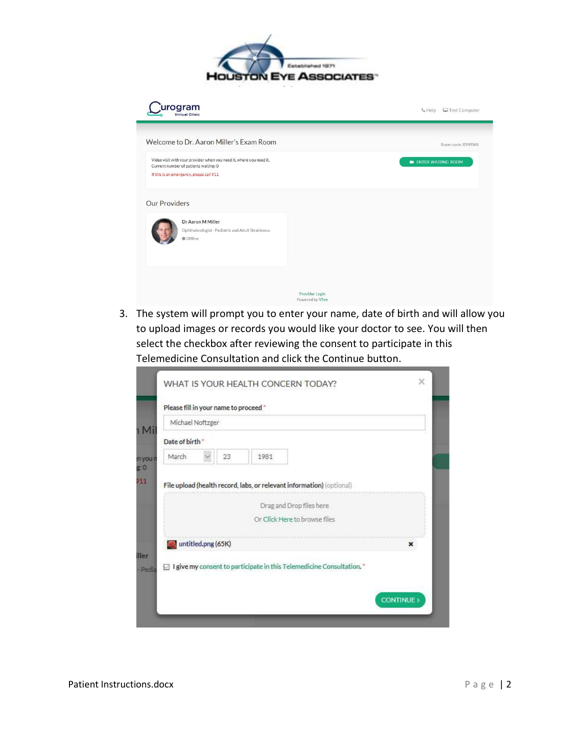3. The system will prompt you to enter your name, date of birth and will allow you to upload images or records you would like your doctor to see. You will then select the checkbox after reviewing the consent to participate in this Telemedicine Consultation and click the Continue button.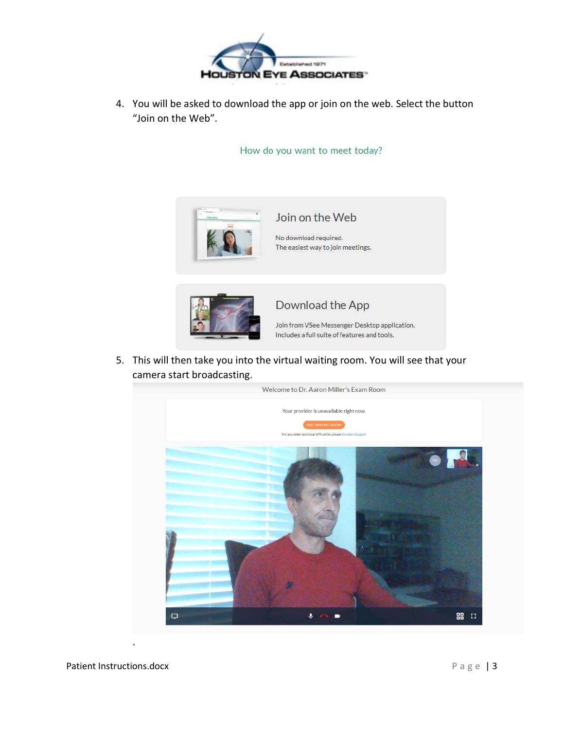4. You will be asked to download the app or join on the web. Select the button "Join on the Web".

How do you want to meet today?

**Join on the Web**

No download required.
The easiest way to join meetings.

**Download the App**

Join from VSee Messenger Desktop application.
Includes a full suite of features and tools.

5. This will then take you into the virtual waiting room. You will see that your camera start broadcasting.

Welcome to Dr. Aaron Miller's Exam Room

Your provider is unavailable right now.

EXIT WAITING ROOM

For any other technical difficulties, please Contact Support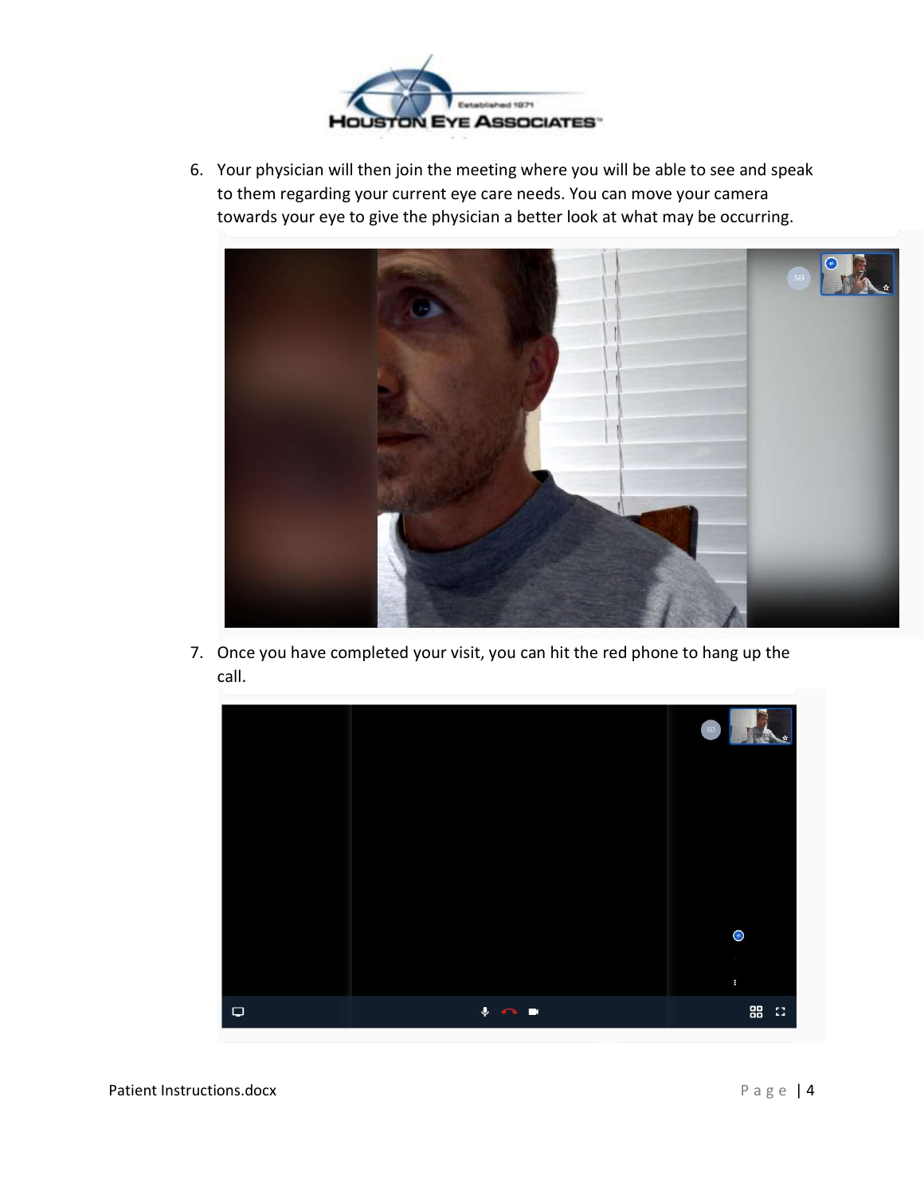6. Your physician will then join the meeting where you will be able to see and speak to them regarding your current eye care needs. You can move your camera towards your eye to give the physician a better look at what may be occurring.

7. Once you have completed your visit, you can hit the red phone to hang up the call.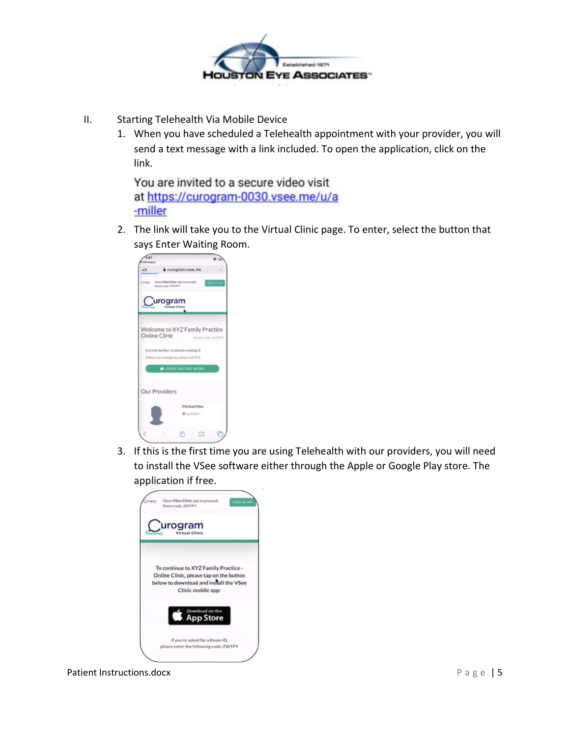II. Starting Telehealth Via Mobile Device

1. When you have scheduled a Telehealth appointment with your provider, you will send a text message with a link included. To open the application, click on the link.

   You are invited to a secure video visit at https://curogram-0030.vsee.me/u/a-miller

2. The link will take you to the Virtual Clinic page. To enter, select the button that says Enter Waiting Room.

3. If this is the first time you are using Telehealth with our providers, you will need to install the VSee software either through the Apple or Google Play store. The application if free.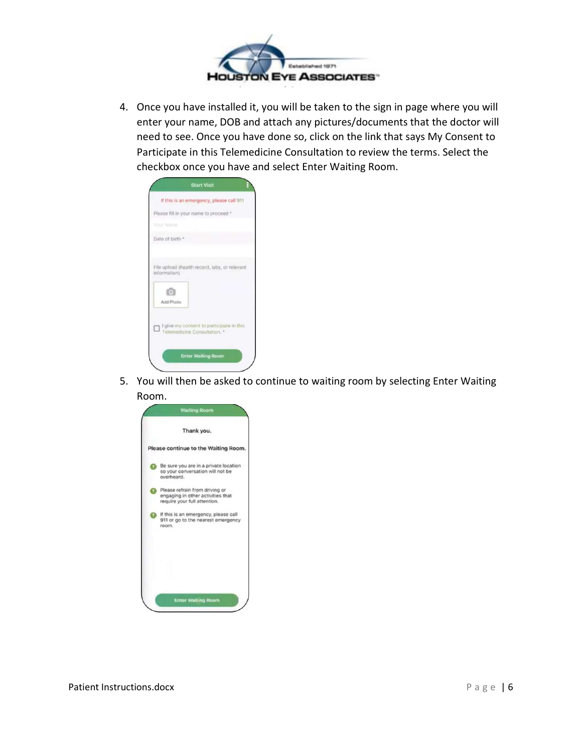4. Once you have installed it, you will be taken to the sign in page where you will enter your name, DOB and attach any pictures/documents that the doctor will need to see. Once you have done so, click on the link that says My Consent to Participate in this Telemedicine Consultation to review the terms. Select the checkbox once you have and select Enter Waiting Room.

5. You will then be asked to continue to waiting room by selecting Enter Waiting Room.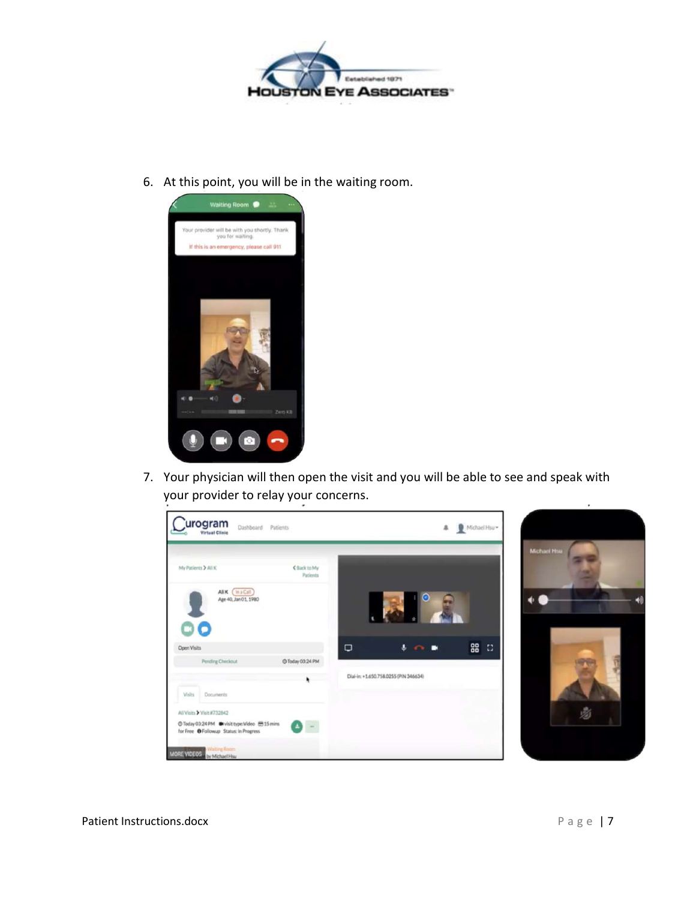6. At this point, you will be in the waiting room.

7. Your physician will then open the visit and you will be able to see and speak with your provider to relay your concerns.